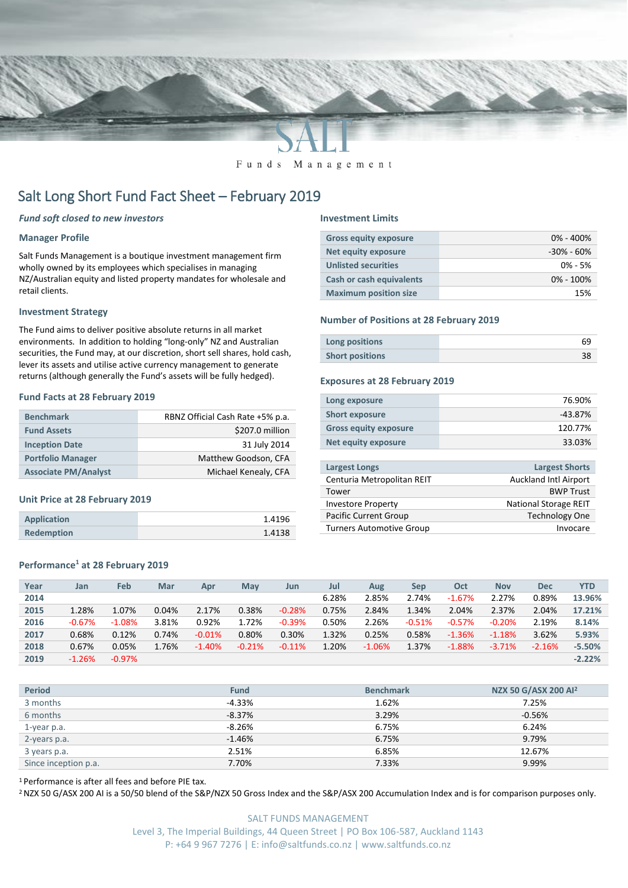SALT

Funds Management

# Salt Long Short Fund Fact Sheet – February 2019

***Fund soft closed to new investors***

### Manager Profile

Salt Funds Management is a boutique investment management firm wholly owned by its employees which specialises in managing NZ/Australian equity and listed property mandates for wholesale and retail clients.

### Investment Strategy

The Fund aims to deliver positive absolute returns in all market environments. In addition to holding "long-only" NZ and Australian securities, the Fund may, at our discretion, short sell shares, hold cash, lever its assets and utilise active currency management to generate returns (although generally the Fund's assets will be fully hedged).

### Fund Facts at 28 February 2019

| | |
|---|---|
| Benchmark | RBNZ Official Cash Rate +5% p.a. |
| Fund Assets | $207.0 million |
| Inception Date | 31 July 2014 |
| Portfolio Manager | Matthew Goodson, CFA |
| Associate PM/Analyst | Michael Kenealy, CFA |

### Unit Price at 28 February 2019

| | |
|---|---|
| Application | 1.4196 |
| Redemption | 1.4138 |

### Investment Limits

| | |
|---|---|
| Gross equity exposure | 0% - 400% |
| Net equity exposure | -30% - 60% |
| Unlisted securities | 0% - 5% |
| Cash or cash equivalents | 0% - 100% |
| Maximum position size | 15% |

### Number of Positions at 28 February 2019

| | |
|---|---|
| Long positions | 69 |
| Short positions | 38 |

### Exposures at 28 February 2019

| | |
|---|---|
| Long exposure | 76.90% |
| Short exposure | -43.87% |
| Gross equity exposure | 120.77% |
| Net equity exposure | 33.03% |

| Largest Longs | Largest Shorts |
|---|---|
| Centuria Metropolitan REIT | Auckland Intl Airport |
| Tower | BWP Trust |
| Investore Property | National Storage REIT |
| Pacific Current Group | Technology One |
| Turners Automotive Group | Invocare |

### Performance[1] at 28 February 2019

| Year | Jan | Feb | Mar | Apr | May | Jun | Jul | Aug | Sep | Oct | Nov | Dec | YTD |
|---|---|---|---|---|---|---|---|---|---|---|---|---|---|
| 2014 | | | | | | | 6.28% | 2.85% | 2.74% | -1.67% | 2.27% | 0.89% | 13.96% |
| 2015 | 1.28% | 1.07% | 0.04% | 2.17% | 0.38% | -0.28% | 0.75% | 2.84% | 1.34% | 2.04% | 2.37% | 2.04% | 17.21% |
| 2016 | -0.67% | -1.08% | 3.81% | 0.92% | 1.72% | -0.39% | 0.50% | 2.26% | -0.51% | -0.57% | -0.20% | 2.19% | 8.14% |
| 2017 | 0.68% | 0.12% | 0.74% | -0.01% | 0.80% | 0.30% | 1.32% | 0.25% | 0.58% | -1.36% | -1.18% | 3.62% | 5.93% |
| 2018 | 0.67% | 0.05% | 1.76% | -1.40% | -0.21% | -0.11% | 1.20% | -1.06% | 1.37% | -1.88% | -3.71% | -2.16% | -5.50% |
| 2019 | -1.26% | -0.97% | | | | | | | | | | | -2.22% |

| Period | Fund | Benchmark | NZX 50 G/ASX 200 AI[2] |
|---|---|---|---|
| 3 months | -4.33% | 1.62% | 7.25% |
| 6 months | -8.37% | 3.29% | -0.56% |
| 1-year p.a. | -8.26% | 6.75% | 6.24% |
| 2-years p.a. | -1.46% | 6.75% | 9.79% |
| 3 years p.a. | 2.51% | 6.85% | 12.67% |
| Since inception p.a. | 7.70% | 7.33% | 9.99% |

[1] Performance is after all fees and before PIE tax.

[2] NZX 50 G/ASX 200 AI is a 50/50 blend of the S&P/NZX 50 Gross Index and the S&P/ASX 200 Accumulation Index and is for comparison purposes only.

SALT FUNDS MANAGEMENT
Level 3, The Imperial Buildings, 44 Queen Street | PO Box 106-587, Auckland 1143
P: +64 9 967 7276 | E: info@saltfunds.co.nz | www.saltfunds.co.nz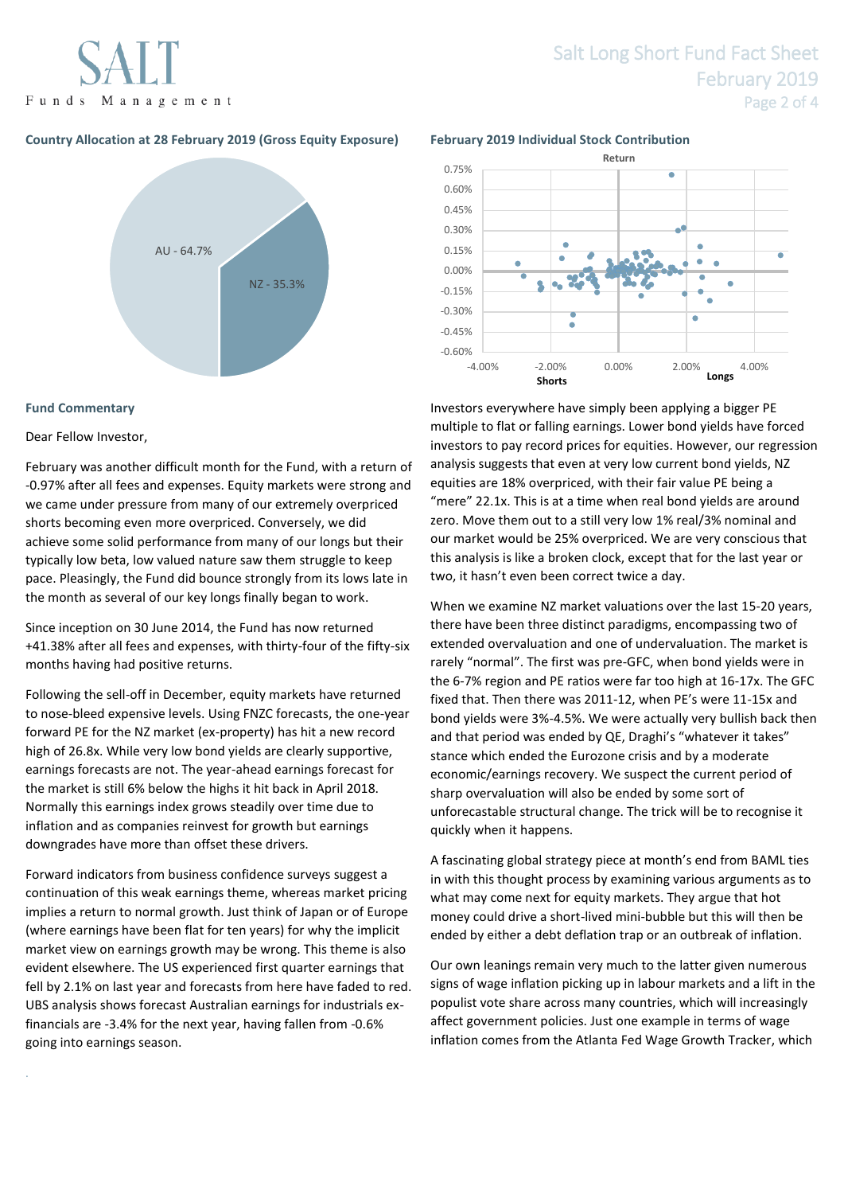### Country Allocation at 28 February 2019 (Gross Equity Exposure)

AU - 64.7%

NZ - 35.3%

### February 2019 Individual Stock Contribution

Return

0.75%
0.60%
0.45%
0.30%
0.15%
0.00%
-0.15%
-0.30%
-0.45%
-0.60%

-4.00% -2.00% 0.00% 2.00% 4.00%

Shorts

Longs

### Fund Commentary

Dear Fellow Investor,

February was another difficult month for the Fund, with a return of -0.97% after all fees and expenses. Equity markets were strong and we came under pressure from many of our extremely overpriced shorts becoming even more overpriced. Conversely, we did achieve some solid performance from many of our longs but their typically low beta, low valued nature saw them struggle to keep pace. Pleasingly, the Fund did bounce strongly from its lows late in the month as several of our key longs finally began to work.

Since inception on 30 June 2014, the Fund has now returned +41.38% after all fees and expenses, with thirty-four of the fifty-six months having had positive returns.

Following the sell-off in December, equity markets have returned to nose-bleed expensive levels. Using FNZC forecasts, the one-year forward PE for the NZ market (ex-property) has hit a new record high of 26.8x. While very low bond yields are clearly supportive, earnings forecasts are not. The year-ahead earnings forecast for the market is still 6% below the highs it hit back in April 2018. Normally this earnings index grows steadily over time due to inflation and as companies reinvest for growth but earnings downgrades have more than offset these drivers.

Forward indicators from business confidence surveys suggest a continuation of this weak earnings theme, whereas market pricing implies a return to normal growth. Just think of Japan or of Europe (where earnings have been flat for ten years) for why the implicit market view on earnings growth may be wrong. This theme is also evident elsewhere. The US experienced first quarter earnings that fell by 2.1% on last year and forecasts from here have faded to red. UBS analysis shows forecast Australian earnings for industrials ex-financials are -3.4% for the next year, having fallen from -0.6% going into earnings season.

Investors everywhere have simply been applying a bigger PE multiple to flat or falling earnings. Lower bond yields have forced investors to pay record prices for equities. However, our regression analysis suggests that even at very low current bond yields, NZ equities are 18% overpriced, with their fair value PE being a "mere" 22.1x. This is at a time when real bond yields are around zero. Move them out to a still very low 1% real/3% nominal and our market would be 25% overpriced. We are very conscious that this analysis is like a broken clock, except that for the last year or two, it hasn't even been correct twice a day.

When we examine NZ market valuations over the last 15-20 years, there have been three distinct paradigms, encompassing two of extended overvaluation and one of undervaluation. The market is rarely "normal". The first was pre-GFC, when bond yields were in the 6-7% region and PE ratios were far too high at 16-17x. The GFC fixed that. Then there was 2011-12, when PE's were 11-15x and bond yields were 3%-4.5%. We were actually very bullish back then and that period was ended by QE, Draghi's "whatever it takes" stance which ended the Eurozone crisis and by a moderate economic/earnings recovery. We suspect the current period of sharp overvaluation will also be ended by some sort of unforecastable structural change. The trick will be to recognise it quickly when it happens.

A fascinating global strategy piece at month's end from BAML ties in with this thought process by examining various arguments as to what may come next for equity markets. They argue that hot money could drive a short-lived mini-bubble but this will then be ended by either a debt deflation trap or an outbreak of inflation.

Our own leanings remain very much to the latter given numerous signs of wage inflation picking up in labour markets and a lift in the populist vote share across many countries, which will increasingly affect government policies. Just one example in terms of wage inflation comes from the Atlanta Fed Wage Growth Tracker, which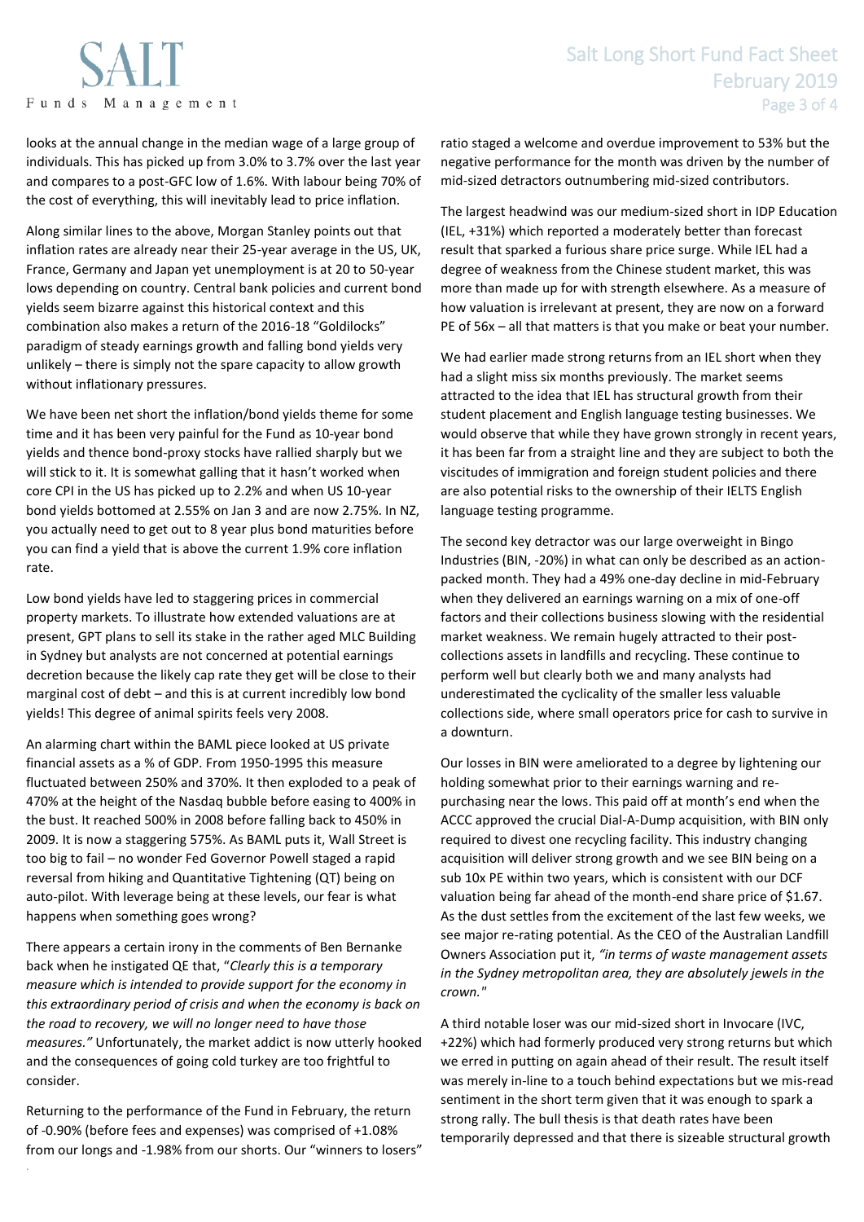looks at the annual change in the median wage of a large group of individuals. This has picked up from 3.0% to 3.7% over the last year and compares to a post-GFC low of 1.6%. With labour being 70% of the cost of everything, this will inevitably lead to price inflation.

Along similar lines to the above, Morgan Stanley points out that inflation rates are already near their 25-year average in the US, UK, France, Germany and Japan yet unemployment is at 20 to 50-year lows depending on country. Central bank policies and current bond yields seem bizarre against this historical context and this combination also makes a return of the 2016-18 "Goldilocks" paradigm of steady earnings growth and falling bond yields very unlikely – there is simply not the spare capacity to allow growth without inflationary pressures.

We have been net short the inflation/bond yields theme for some time and it has been very painful for the Fund as 10-year bond yields and thence bond-proxy stocks have rallied sharply but we will stick to it. It is somewhat galling that it hasn't worked when core CPI in the US has picked up to 2.2% and when US 10-year bond yields bottomed at 2.55% on Jan 3 and are now 2.75%. In NZ, you actually need to get out to 8 year plus bond maturities before you can find a yield that is above the current 1.9% core inflation rate.

Low bond yields have led to staggering prices in commercial property markets. To illustrate how extended valuations are at present, GPT plans to sell its stake in the rather aged MLC Building in Sydney but analysts are not concerned at potential earnings decretion because the likely cap rate they get will be close to their marginal cost of debt – and this is at current incredibly low bond yields! This degree of animal spirits feels very 2008.

An alarming chart within the BAML piece looked at US private financial assets as a % of GDP. From 1950-1995 this measure fluctuated between 250% and 370%. It then exploded to a peak of 470% at the height of the Nasdaq bubble before easing to 400% in the bust. It reached 500% in 2008 before falling back to 450% in 2009. It is now a staggering 575%. As BAML puts it, Wall Street is too big to fail – no wonder Fed Governor Powell staged a rapid reversal from hiking and Quantitative Tightening (QT) being on auto-pilot. With leverage being at these levels, our fear is what happens when something goes wrong?

There appears a certain irony in the comments of Ben Bernanke back when he instigated QE that, "*Clearly this is a temporary measure which is intended to provide support for the economy in this extraordinary period of crisis and when the economy is back on the road to recovery, we will no longer need to have those measures.*" Unfortunately, the market addict is now utterly hooked and the consequences of going cold turkey are too frightful to consider.

Returning to the performance of the Fund in February, the return of -0.90% (before fees and expenses) was comprised of +1.08% from our longs and -1.98% from our shorts. Our "winners to losers" ratio staged a welcome and overdue improvement to 53% but the negative performance for the month was driven by the number of mid-sized detractors outnumbering mid-sized contributors.

The largest headwind was our medium-sized short in IDP Education (IEL, +31%) which reported a moderately better than forecast result that sparked a furious share price surge. While IEL had a degree of weakness from the Chinese student market, this was more than made up for with strength elsewhere. As a measure of how valuation is irrelevant at present, they are now on a forward PE of 56x – all that matters is that you make or beat your number.

We had earlier made strong returns from an IEL short when they had a slight miss six months previously. The market seems attracted to the idea that IEL has structural growth from their student placement and English language testing businesses. We would observe that while they have grown strongly in recent years, it has been far from a straight line and they are subject to both the viscitudes of immigration and foreign student policies and there are also potential risks to the ownership of their IELTS English language testing programme.

The second key detractor was our large overweight in Bingo Industries (BIN, -20%) in what can only be described as an action-packed month. They had a 49% one-day decline in mid-February when they delivered an earnings warning on a mix of one-off factors and their collections business slowing with the residential market weakness. We remain hugely attracted to their post-collections assets in landfills and recycling. These continue to perform well but clearly both we and many analysts had underestimated the cyclicality of the smaller less valuable collections side, where small operators price for cash to survive in a downturn.

Our losses in BIN were ameliorated to a degree by lightening our holding somewhat prior to their earnings warning and re-purchasing near the lows. This paid off at month's end when the ACCC approved the crucial Dial-A-Dump acquisition, with BIN only required to divest one recycling facility. This industry changing acquisition will deliver strong growth and we see BIN being on a sub 10x PE within two years, which is consistent with our DCF valuation being far ahead of the month-end share price of $1.67. As the dust settles from the excitement of the last few weeks, we see major re-rating potential. As the CEO of the Australian Landfill Owners Association put it, *"in terms of waste management assets in the Sydney metropolitan area, they are absolutely jewels in the crown."*

A third notable loser was our mid-sized short in Invocare (IVC, +22%) which had formerly produced very strong returns but which we erred in putting on again ahead of their result. The result itself was merely in-line to a touch behind expectations but we mis-read sentiment in the short term given that it was enough to spark a strong rally. The bull thesis is that death rates have been temporarily depressed and that there is sizeable structural growth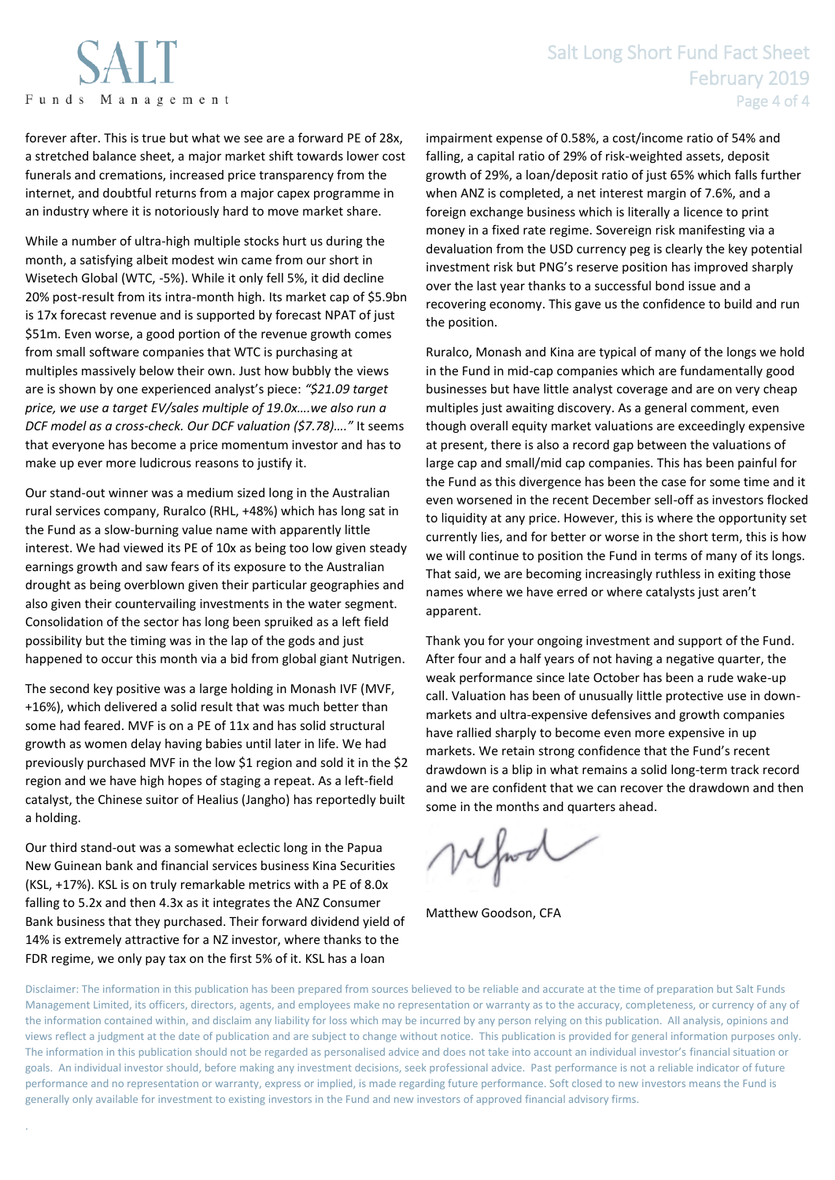forever after. This is true but what we see are a forward PE of 28x, a stretched balance sheet, a major market shift towards lower cost funerals and cremations, increased price transparency from the internet, and doubtful returns from a major capex programme in an industry where it is notoriously hard to move market share.

While a number of ultra-high multiple stocks hurt us during the month, a satisfying albeit modest win came from our short in Wisetech Global (WTC, -5%). While it only fell 5%, it did decline 20% post-result from its intra-month high. Its market cap of $5.9bn is 17x forecast revenue and is supported by forecast NPAT of just $51m. Even worse, a good portion of the revenue growth comes from small software companies that WTC is purchasing at multiples massively below their own. Just how bubbly the views are is shown by one experienced analyst's piece: *"$21.09 target price, we use a target EV/sales multiple of 19.0x….we also run a DCF model as a cross-check. Our DCF valuation ($7.78)…."* It seems that everyone has become a price momentum investor and has to make up ever more ludicrous reasons to justify it.

Our stand-out winner was a medium sized long in the Australian rural services company, Ruralco (RHL, +48%) which has long sat in the Fund as a slow-burning value name with apparently little interest. We had viewed its PE of 10x as being too low given steady earnings growth and saw fears of its exposure to the Australian drought as being overblown given their particular geographies and also given their countervailing investments in the water segment. Consolidation of the sector has long been spruiked as a left field possibility but the timing was in the lap of the gods and just happened to occur this month via a bid from global giant Nutrigen.

The second key positive was a large holding in Monash IVF (MVF, +16%), which delivered a solid result that was much better than some had feared. MVF is on a PE of 11x and has solid structural growth as women delay having babies until later in life. We had previously purchased MVF in the low $1 region and sold it in the $2 region and we have high hopes of staging a repeat. As a left-field catalyst, the Chinese suitor of Healius (Jangho) has reportedly built a holding.

Our third stand-out was a somewhat eclectic long in the Papua New Guinean bank and financial services business Kina Securities (KSL, +17%). KSL is on truly remarkable metrics with a PE of 8.0x falling to 5.2x and then 4.3x as it integrates the ANZ Consumer Bank business that they purchased. Their forward dividend yield of 14% is extremely attractive for a NZ investor, where thanks to the FDR regime, we only pay tax on the first 5% of it. KSL has a loan impairment expense of 0.58%, a cost/income ratio of 54% and falling, a capital ratio of 29% of risk-weighted assets, deposit growth of 29%, a loan/deposit ratio of just 65% which falls further when ANZ is completed, a net interest margin of 7.6%, and a foreign exchange business which is literally a licence to print money in a fixed rate regime. Sovereign risk manifesting via a devaluation from the USD currency peg is clearly the key potential investment risk but PNG's reserve position has improved sharply over the last year thanks to a successful bond issue and a recovering economy. This gave us the confidence to build and run the position.

Ruralco, Monash and Kina are typical of many of the longs we hold in the Fund in mid-cap companies which are fundamentally good businesses but have little analyst coverage and are on very cheap multiples just awaiting discovery. As a general comment, even though overall equity market valuations are exceedingly expensive at present, there is also a record gap between the valuations of large cap and small/mid cap companies. This has been painful for the Fund as this divergence has been the case for some time and it even worsened in the recent December sell-off as investors flocked to liquidity at any price. However, this is where the opportunity set currently lies, and for better or worse in the short term, this is how we will continue to position the Fund in terms of many of its longs. That said, we are becoming increasingly ruthless in exiting those names where we have erred or where catalysts just aren't apparent.

Thank you for your ongoing investment and support of the Fund. After four and a half years of not having a negative quarter, the weak performance since late October has been a rude wake-up call. Valuation has been of unusually little protective use in down-markets and ultra-expensive defensives and growth companies have rallied sharply to become even more expensive in up markets. We retain strong confidence that the Fund's recent drawdown is a blip in what remains a solid long-term track record and we are confident that we can recover the drawdown and then some in the months and quarters ahead.

Matthew Goodson, CFA

Disclaimer: The information in this publication has been prepared from sources believed to be reliable and accurate at the time of preparation but Salt Funds Management Limited, its officers, directors, agents, and employees make no representation or warranty as to the accuracy, completeness, or currency of any of the information contained within, and disclaim any liability for loss which may be incurred by any person relying on this publication. All analysis, opinions and views reflect a judgment at the date of publication and are subject to change without notice. This publication is provided for general information purposes only. The information in this publication should not be regarded as personalised advice and does not take into account an individual investor's financial situation or goals. An individual investor should, before making any investment decisions, seek professional advice. Past performance is not a reliable indicator of future performance and no representation or warranty, express or implied, is made regarding future performance. Soft closed to new investors means the Fund is generally only available for investment to existing investors in the Fund and new investors of approved financial advisory firms.